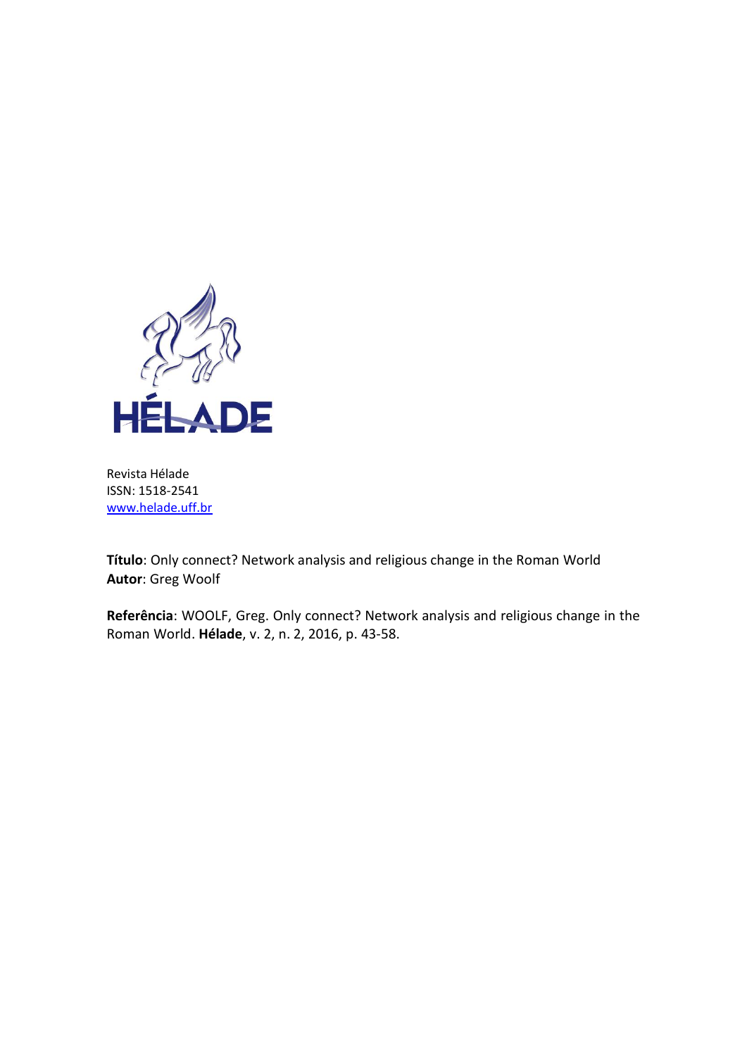HÉLADE

Revista Hélade
ISSN: 1518-2541
www.helade.uff.br

**Título**: Only connect? Network analysis and religious change in the Roman World
**Autor**: Greg Woolf

**Referência**: WOOLF, Greg. Only connect? Network analysis and religious change in the Roman World. **Hélade**, v. 2, n. 2, 2016, p. 43-58.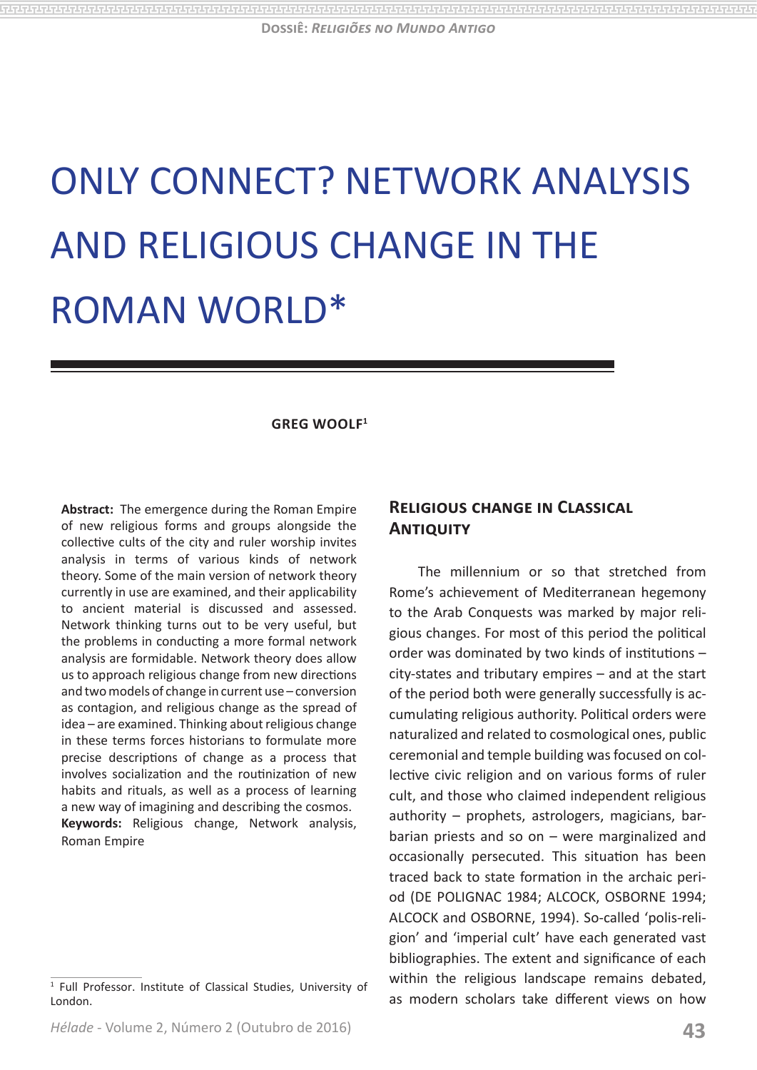# ONLY CONNECT? NETWORK ANALYSIS AND RELIGIOUS CHANGE IN THE ROMAN WORLD*

**GREG WOOLF**[1]

**Abstract:** The emergence during the Roman Empire of new religious forms and groups alongside the collective cults of the city and ruler worship invites analysis in terms of various kinds of network theory. Some of the main version of network theory currently in use are examined, and their applicability to ancient material is discussed and assessed. Network thinking turns out to be very useful, but the problems in conducting a more formal network analysis are formidable. Network theory does allow us to approach religious change from new directions and two models of change in current use – conversion as contagion, and religious change as the spread of idea – are examined. Thinking about religious change in these terms forces historians to formulate more precise descriptions of change as a process that involves socialization and the routinization of new habits and rituals, as well as a process of learning a new way of imagining and describing the cosmos.

**Keywords:** Religious change, Network analysis, Roman Empire

## Religious change in Classical Antiquity

The millennium or so that stretched from Rome's achievement of Mediterranean hegemony to the Arab Conquests was marked by major religious changes. For most of this period the political order was dominated by two kinds of institutions – city-states and tributary empires – and at the start of the period both were generally successfully is accumulating religious authority. Political orders were naturalized and related to cosmological ones, public ceremonial and temple building was focused on collective civic religion and on various forms of ruler cult, and those who claimed independent religious authority – prophets, astrologers, magicians, barbarian priests and so on – were marginalized and occasionally persecuted. This situation has been traced back to state formation in the archaic period (DE POLIGNAC 1984; ALCOCK, OSBORNE 1994; ALCOCK and OSBORNE, 1994). So-called 'polis-religion' and 'imperial cult' have each generated vast bibliographies. The extent and significance of each within the religious landscape remains debated, as modern scholars take different views on how

---

[1] Full Professor. Institute of Classical Studies, University of London.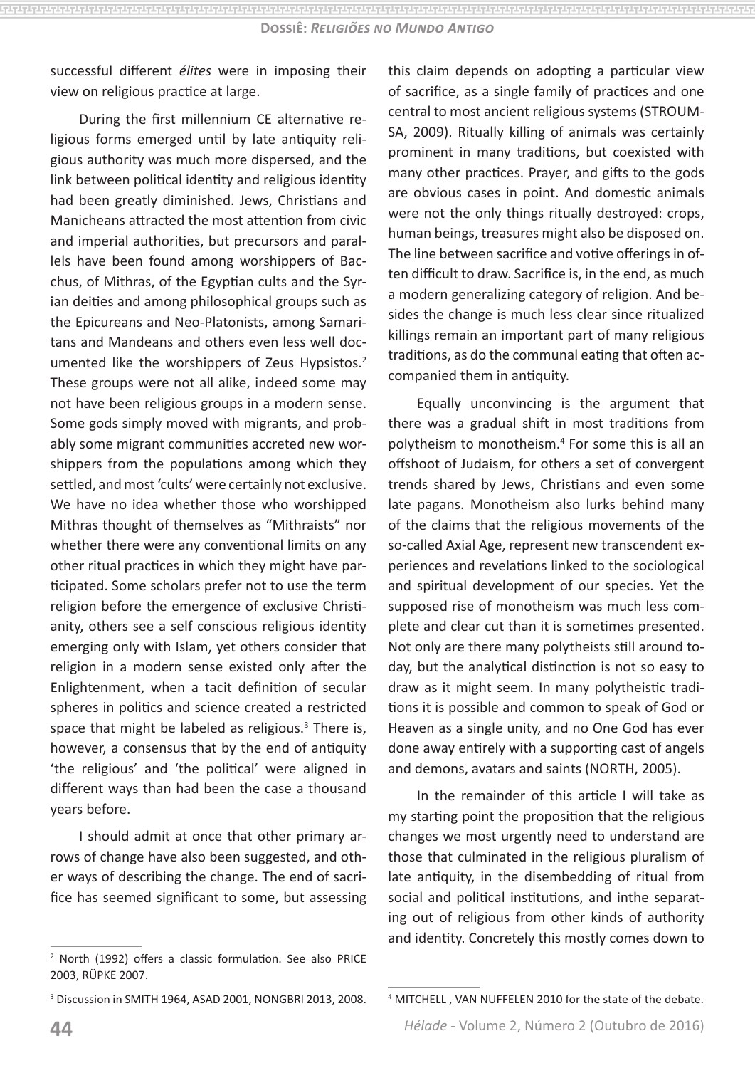successful different *élites* were in imposing their view on religious practice at large.

During the first millennium CE alternative religious forms emerged until by late antiquity religious authority was much more dispersed, and the link between political identity and religious identity had been greatly diminished. Jews, Christians and Manicheans attracted the most attention from civic and imperial authorities, but precursors and parallels have been found among worshippers of Bacchus, of Mithras, of the Egyptian cults and the Syrian deities and among philosophical groups such as the Epicureans and Neo-Platonists, among Samaritans and Mandeans and others even less well documented like the worshippers of Zeus Hypsistos.[2] These groups were not all alike, indeed some may not have been religious groups in a modern sense. Some gods simply moved with migrants, and probably some migrant communities accreted new worshippers from the populations among which they settled, and most 'cults' were certainly not exclusive. We have no idea whether those who worshipped Mithras thought of themselves as "Mithraists" nor whether there were any conventional limits on any other ritual practices in which they might have participated. Some scholars prefer not to use the term religion before the emergence of exclusive Christianity, others see a self conscious religious identity emerging only with Islam, yet others consider that religion in a modern sense existed only after the Enlightenment, when a tacit definition of secular spheres in politics and science created a restricted space that might be labeled as religious.[3] There is, however, a consensus that by the end of antiquity 'the religious' and 'the political' were aligned in different ways than had been the case a thousand years before.

I should admit at once that other primary arrows of change have also been suggested, and other ways of describing the change. The end of sacrifice has seemed significant to some, but assessing this claim depends on adopting a particular view of sacrifice, as a single family of practices and one central to most ancient religious systems (STROUMSA, 2009). Ritually killing of animals was certainly prominent in many traditions, but coexisted with many other practices. Prayer, and gifts to the gods are obvious cases in point. And domestic animals were not the only things ritually destroyed: crops, human beings, treasures might also be disposed on. The line between sacrifice and votive offerings in often difficult to draw. Sacrifice is, in the end, as much a modern generalizing category of religion. And besides the change is much less clear since ritualized killings remain an important part of many religious traditions, as do the communal eating that often accompanied them in antiquity.

Equally unconvincing is the argument that there was a gradual shift in most traditions from polytheism to monotheism.[4] For some this is all an offshoot of Judaism, for others a set of convergent trends shared by Jews, Christians and even some late pagans. Monotheism also lurks behind many of the claims that the religious movements of the so-called Axial Age, represent new transcendent experiences and revelations linked to the sociological and spiritual development of our species. Yet the supposed rise of monotheism was much less complete and clear cut than it is sometimes presented. Not only are there many polytheists still around today, but the analytical distinction is not so easy to draw as it might seem. In many polytheistic traditions it is possible and common to speak of God or Heaven as a single unity, and no One God has ever done away entirely with a supporting cast of angels and demons, avatars and saints (NORTH, 2005).

In the remainder of this article I will take as my starting point the proposition that the religious changes we most urgently need to understand are those that culminated in the religious pluralism of late antiquity, in the disembedding of ritual from social and political institutions, and inthe separating out of religious from other kinds of authority and identity. Concretely this mostly comes down to

---

[2] North (1992) offers a classic formulation. See also PRICE 2003, RÜPKE 2007.

[3] Discussion in SMITH 1964, ASAD 2001, NONGBRI 2013, 2008.

[4] MITCHELL , VAN NUFFELEN 2010 for the state of the debate.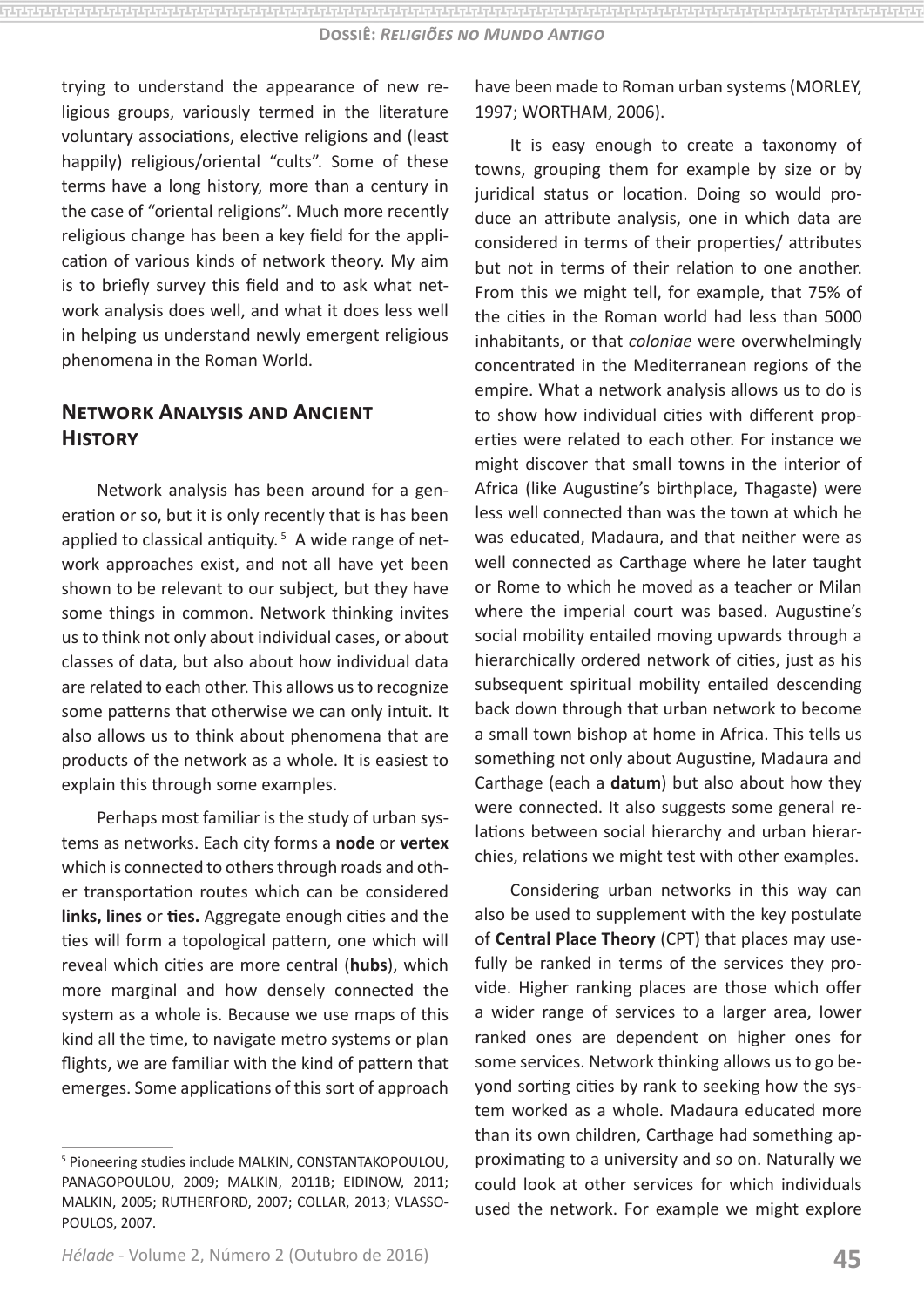trying to understand the appearance of new religious groups, variously termed in the literature voluntary associations, elective religions and (least happily) religious/oriental "cults". Some of these terms have a long history, more than a century in the case of "oriental religions". Much more recently religious change has been a key field for the application of various kinds of network theory. My aim is to briefly survey this field and to ask what network analysis does well, and what it does less well in helping us understand newly emergent religious phenomena in the Roman World.

## Network Analysis and Ancient History

Network analysis has been around for a generation or so, but it is only recently that is has been applied to classical antiquity. [5] A wide range of network approaches exist, and not all have yet been shown to be relevant to our subject, but they have some things in common. Network thinking invites us to think not only about individual cases, or about classes of data, but also about how individual data are related to each other. This allows us to recognize some patterns that otherwise we can only intuit. It also allows us to think about phenomena that are products of the network as a whole. It is easiest to explain this through some examples.

Perhaps most familiar is the study of urban systems as networks. Each city forms a **node** or **vertex** which is connected to others through roads and other transportation routes which can be considered **links, lines** or **ties.** Aggregate enough cities and the ties will form a topological pattern, one which will reveal which cities are more central (**hubs**), which more marginal and how densely connected the system as a whole is. Because we use maps of this kind all the time, to navigate metro systems or plan flights, we are familiar with the kind of pattern that emerges. Some applications of this sort of approach have been made to Roman urban systems (MORLEY, 1997; WORTHAM, 2006).

It is easy enough to create a taxonomy of towns, grouping them for example by size or by juridical status or location. Doing so would produce an attribute analysis, one in which data are considered in terms of their properties/ attributes but not in terms of their relation to one another. From this we might tell, for example, that 75% of the cities in the Roman world had less than 5000 inhabitants, or that *coloniae* were overwhelmingly concentrated in the Mediterranean regions of the empire. What a network analysis allows us to do is to show how individual cities with different properties were related to each other. For instance we might discover that small towns in the interior of Africa (like Augustine's birthplace, Thagaste) were less well connected than was the town at which he was educated, Madaura, and that neither were as well connected as Carthage where he later taught or Rome to which he moved as a teacher or Milan where the imperial court was based. Augustine's social mobility entailed moving upwards through a hierarchically ordered network of cities, just as his subsequent spiritual mobility entailed descending back down through that urban network to become a small town bishop at home in Africa. This tells us something not only about Augustine, Madaura and Carthage (each a **datum**) but also about how they were connected. It also suggests some general relations between social hierarchy and urban hierarchies, relations we might test with other examples.

Considering urban networks in this way can also be used to supplement with the key postulate of **Central Place Theory** (CPT) that places may usefully be ranked in terms of the services they provide. Higher ranking places are those which offer a wider range of services to a larger area, lower ranked ones are dependent on higher ones for some services. Network thinking allows us to go beyond sorting cities by rank to seeking how the system worked as a whole. Madaura educated more than its own children, Carthage had something approximating to a university and so on. Naturally we could look at other services for which individuals used the network. For example we might explore

[5] Pioneering studies include MALKIN, CONSTANTAKOPOULOU, PANAGOPOULOU, 2009; MALKIN, 2011B; EIDINOW, 2011; MALKIN, 2005; RUTHERFORD, 2007; COLLAR, 2013; VLASSOPOULOS, 2007.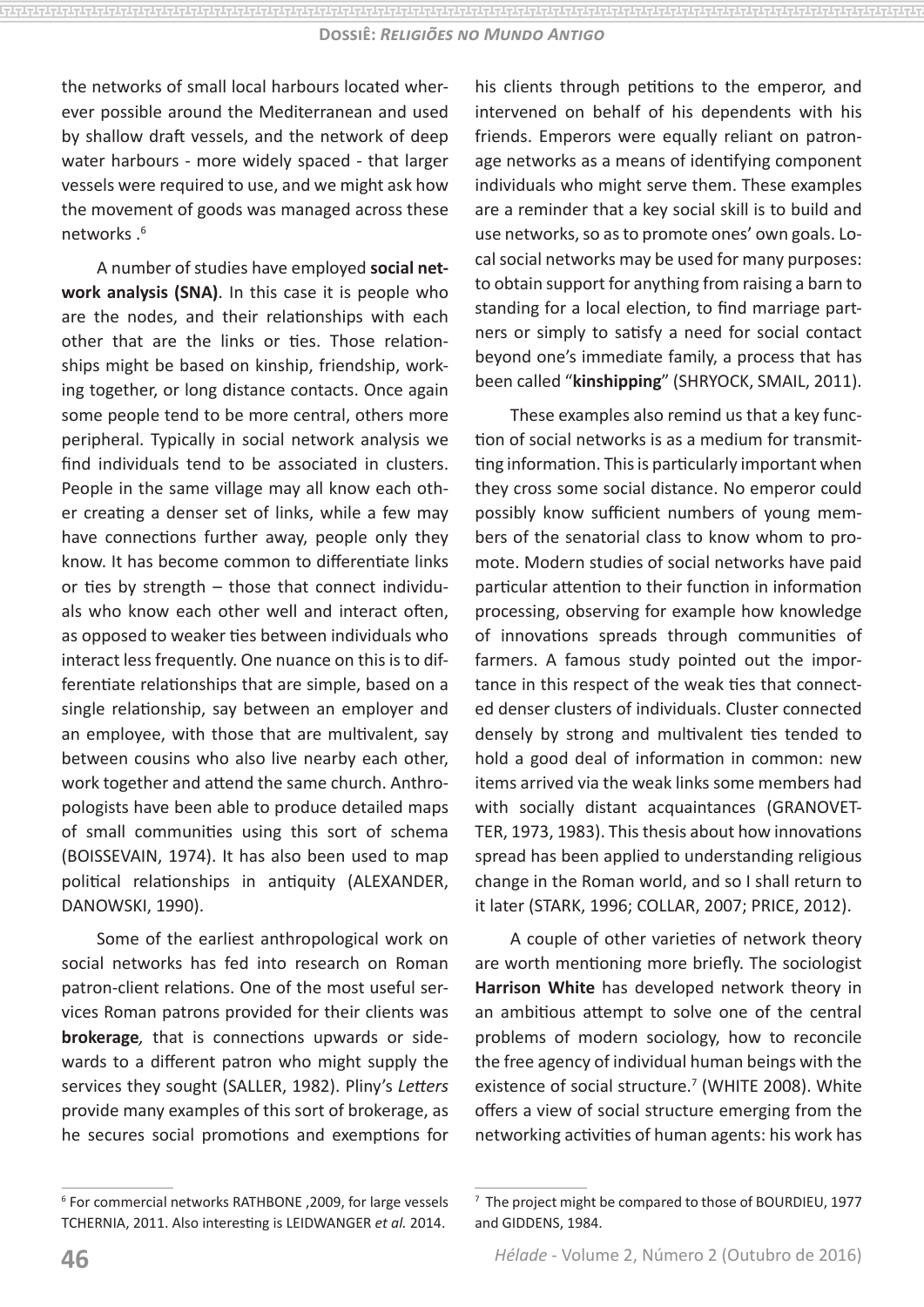the networks of small local harbours located wherever possible around the Mediterranean and used by shallow draft vessels, and the network of deep water harbours - more widely spaced - that larger vessels were required to use, and we might ask how the movement of goods was managed across these networks .[6]

A number of studies have employed **social network analysis (SNA)**. In this case it is people who are the nodes, and their relationships with each other that are the links or ties. Those relationships might be based on kinship, friendship, working together, or long distance contacts. Once again some people tend to be more central, others more peripheral. Typically in social network analysis we find individuals tend to be associated in clusters. People in the same village may all know each other creating a denser set of links, while a few may have connections further away, people only they know. It has become common to differentiate links or ties by strength – those that connect individuals who know each other well and interact often, as opposed to weaker ties between individuals who interact less frequently. One nuance on this is to differentiate relationships that are simple, based on a single relationship, say between an employer and an employee, with those that are multivalent, say between cousins who also live nearby each other, work together and attend the same church. Anthropologists have been able to produce detailed maps of small communities using this sort of schema (BOISSEVAIN, 1974). It has also been used to map political relationships in antiquity (ALEXANDER, DANOWSKI, 1990).

Some of the earliest anthropological work on social networks has fed into research on Roman patron-client relations. One of the most useful services Roman patrons provided for their clients was **brokerage***,* that is connections upwards or sidewards to a different patron who might supply the services they sought (SALLER, 1982). Pliny's *Letters* provide many examples of this sort of brokerage, as he secures social promotions and exemptions for his clients through petitions to the emperor, and intervened on behalf of his dependents with his friends. Emperors were equally reliant on patronage networks as a means of identifying component individuals who might serve them. These examples are a reminder that a key social skill is to build and use networks, so as to promote ones' own goals. Local social networks may be used for many purposes: to obtain support for anything from raising a barn to standing for a local election, to find marriage partners or simply to satisfy a need for social contact beyond one's immediate family, a process that has been called "**kinshipping**" (SHRYOCK, SMAIL, 2011).

These examples also remind us that a key function of social networks is as a medium for transmitting information. This is particularly important when they cross some social distance. No emperor could possibly know sufficient numbers of young members of the senatorial class to know whom to promote. Modern studies of social networks have paid particular attention to their function in information processing, observing for example how knowledge of innovations spreads through communities of farmers. A famous study pointed out the importance in this respect of the weak ties that connected denser clusters of individuals. Cluster connected densely by strong and multivalent ties tended to hold a good deal of information in common: new items arrived via the weak links some members had with socially distant acquaintances (GRANOVETTER, 1973, 1983). This thesis about how innovations spread has been applied to understanding religious change in the Roman world, and so I shall return to it later (STARK, 1996; COLLAR, 2007; PRICE, 2012).

A couple of other varieties of network theory are worth mentioning more briefly. The sociologist **Harrison White** has developed network theory in an ambitious attempt to solve one of the central problems of modern sociology, how to reconcile the free agency of individual human beings with the existence of social structure.[7] (WHITE 2008). White offers a view of social structure emerging from the networking activities of human agents: his work has

---

[6] For commercial networks RATHBONE ,2009, for large vessels TCHERNIA, 2011. Also interesting is LEIDWANGER *et al.* 2014.

[7] The project might be compared to those of BOURDIEU, 1977 and GIDDENS, 1984.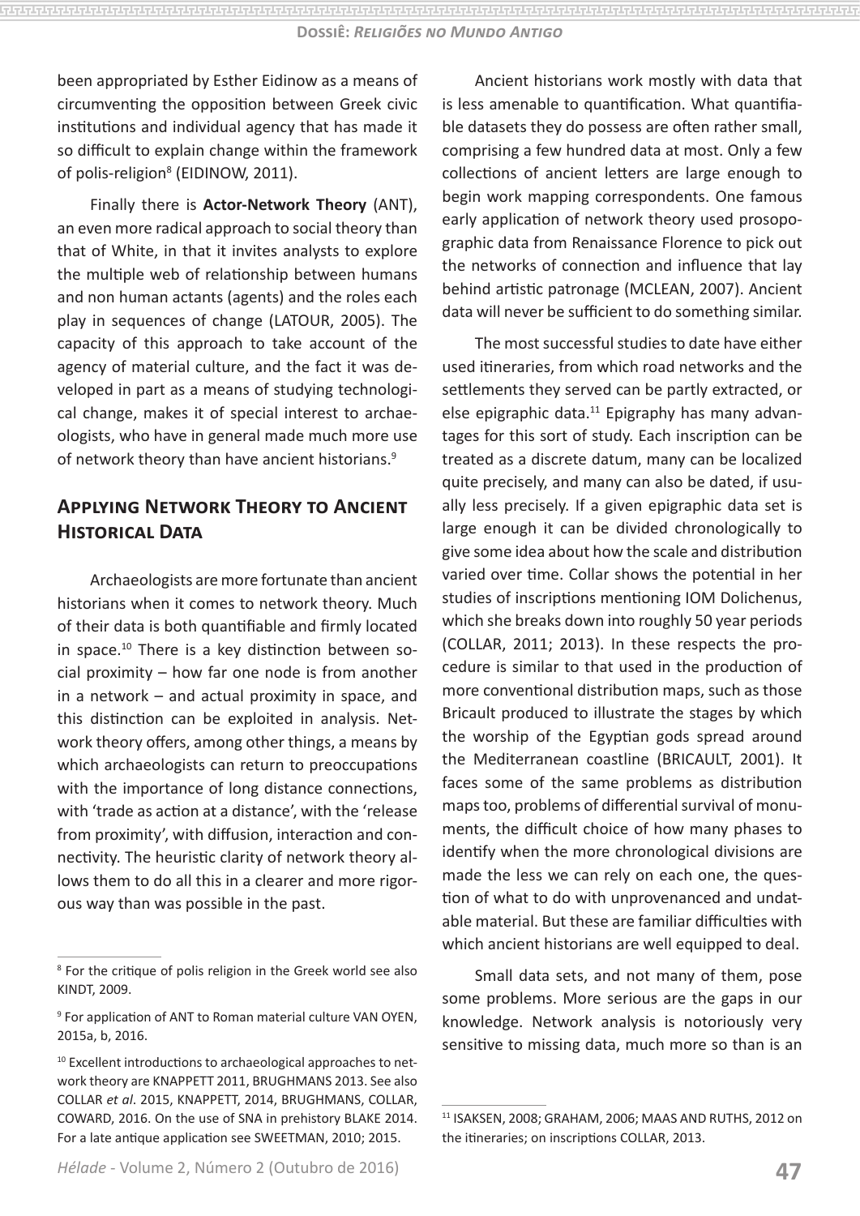been appropriated by Esther Eidinow as a means of circumventing the opposition between Greek civic institutions and individual agency that has made it so difficult to explain change within the framework of polis-religion[8] (EIDINOW, 2011).

Finally there is **Actor-Network Theory** (ANT), an even more radical approach to social theory than that of White, in that it invites analysts to explore the multiple web of relationship between humans and non human actants (agents) and the roles each play in sequences of change (LATOUR, 2005). The capacity of this approach to take account of the agency of material culture, and the fact it was developed in part as a means of studying technological change, makes it of special interest to archaeologists, who have in general made much more use of network theory than have ancient historians.[9]

## Applying Network Theory to Ancient Historical Data

Archaeologists are more fortunate than ancient historians when it comes to network theory. Much of their data is both quantifiable and firmly located in space.[10] There is a key distinction between social proximity – how far one node is from another in a network – and actual proximity in space, and this distinction can be exploited in analysis. Network theory offers, among other things, a means by which archaeologists can return to preoccupations with the importance of long distance connections, with 'trade as action at a distance', with the 'release from proximity', with diffusion, interaction and connectivity. The heuristic clarity of network theory allows them to do all this in a clearer and more rigorous way than was possible in the past.

Ancient historians work mostly with data that is less amenable to quantification. What quantifiable datasets they do possess are often rather small, comprising a few hundred data at most. Only a few collections of ancient letters are large enough to begin work mapping correspondents. One famous early application of network theory used prosopographic data from Renaissance Florence to pick out the networks of connection and influence that lay behind artistic patronage (MCLEAN, 2007). Ancient data will never be sufficient to do something similar.

The most successful studies to date have either used itineraries, from which road networks and the settlements they served can be partly extracted, or else epigraphic data.[11] Epigraphy has many advantages for this sort of study. Each inscription can be treated as a discrete datum, many can be localized quite precisely, and many can also be dated, if usually less precisely. If a given epigraphic data set is large enough it can be divided chronologically to give some idea about how the scale and distribution varied over time. Collar shows the potential in her studies of inscriptions mentioning IOM Dolichenus, which she breaks down into roughly 50 year periods (COLLAR, 2011; 2013). In these respects the procedure is similar to that used in the production of more conventional distribution maps, such as those Bricault produced to illustrate the stages by which the worship of the Egyptian gods spread around the Mediterranean coastline (BRICAULT, 2001). It faces some of the same problems as distribution maps too, problems of differential survival of monuments, the difficult choice of how many phases to identify when the more chronological divisions are made the less we can rely on each one, the question of what to do with unprovenanced and undatable material. But these are familiar difficulties with which ancient historians are well equipped to deal.

Small data sets, and not many of them, pose some problems. More serious are the gaps in our knowledge. Network analysis is notoriously very sensitive to missing data, much more so than is an

---

[8] For the critique of polis religion in the Greek world see also KINDT, 2009.

[9] For application of ANT to Roman material culture VAN OYEN, 2015a, b, 2016.

[10] Excellent introductions to archaeological approaches to network theory are KNAPPETT 2011, BRUGHMANS 2013. See also COLLAR *et al*. 2015, KNAPPETT, 2014, BRUGHMANS, COLLAR, COWARD, 2016. On the use of SNA in prehistory BLAKE 2014. For a late antique application see SWEETMAN, 2010; 2015.

[11] ISAKSEN, 2008; GRAHAM, 2006; MAAS AND RUTHS, 2012 on the itineraries; on inscriptions COLLAR, 2013.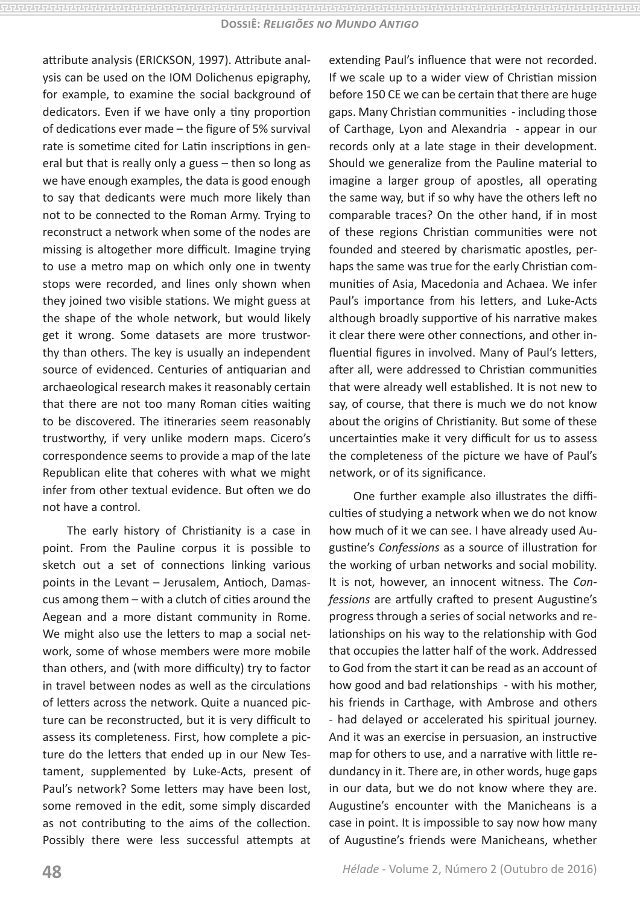attribute analysis (ERICKSON, 1997). Attribute analysis can be used on the IOM Dolichenus epigraphy, for example, to examine the social background of dedicators. Even if we have only a tiny proportion of dedications ever made – the figure of 5% survival rate is sometime cited for Latin inscriptions in general but that is really only a guess – then so long as we have enough examples, the data is good enough to say that dedicants were much more likely than not to be connected to the Roman Army. Trying to reconstruct a network when some of the nodes are missing is altogether more difficult. Imagine trying to use a metro map on which only one in twenty stops were recorded, and lines only shown when they joined two visible stations. We might guess at the shape of the whole network, but would likely get it wrong. Some datasets are more trustworthy than others. The key is usually an independent source of evidenced. Centuries of antiquarian and archaeological research makes it reasonably certain that there are not too many Roman cities waiting to be discovered. The itineraries seem reasonably trustworthy, if very unlike modern maps. Cicero's correspondence seems to provide a map of the late Republican elite that coheres with what we might infer from other textual evidence. But often we do not have a control.

The early history of Christianity is a case in point. From the Pauline corpus it is possible to sketch out a set of connections linking various points in the Levant – Jerusalem, Antioch, Damascus among them – with a clutch of cities around the Aegean and a more distant community in Rome. We might also use the letters to map a social network, some of whose members were more mobile than others, and (with more difficulty) try to factor in travel between nodes as well as the circulations of letters across the network. Quite a nuanced picture can be reconstructed, but it is very difficult to assess its completeness. First, how complete a picture do the letters that ended up in our New Testament, supplemented by Luke-Acts, present of Paul's network? Some letters may have been lost, some removed in the edit, some simply discarded as not contributing to the aims of the collection. Possibly there were less successful attempts at extending Paul's influence that were not recorded. If we scale up to a wider view of Christian mission before 150 CE we can be certain that there are huge gaps. Many Christian communities - including those of Carthage, Lyon and Alexandria - appear in our records only at a late stage in their development. Should we generalize from the Pauline material to imagine a larger group of apostles, all operating the same way, but if so why have the others left no comparable traces? On the other hand, if in most of these regions Christian communities were not founded and steered by charismatic apostles, perhaps the same was true for the early Christian communities of Asia, Macedonia and Achaea. We infer Paul's importance from his letters, and Luke-Acts although broadly supportive of his narrative makes it clear there were other connections, and other influential figures in involved. Many of Paul's letters, after all, were addressed to Christian communities that were already well established. It is not new to say, of course, that there is much we do not know about the origins of Christianity. But some of these uncertainties make it very difficult for us to assess the completeness of the picture we have of Paul's network, or of its significance.

One further example also illustrates the difficulties of studying a network when we do not know how much of it we can see. I have already used Augustine's *Confessions* as a source of illustration for the working of urban networks and social mobility. It is not, however, an innocent witness. The *Confessions* are artfully crafted to present Augustine's progress through a series of social networks and relationships on his way to the relationship with God that occupies the latter half of the work. Addressed to God from the start it can be read as an account of how good and bad relationships - with his mother, his friends in Carthage, with Ambrose and others - had delayed or accelerated his spiritual journey. And it was an exercise in persuasion, an instructive map for others to use, and a narrative with little redundancy in it. There are, in other words, huge gaps in our data, but we do not know where they are. Augustine's encounter with the Manicheans is a case in point. It is impossible to say now how many of Augustine's friends were Manicheans, whether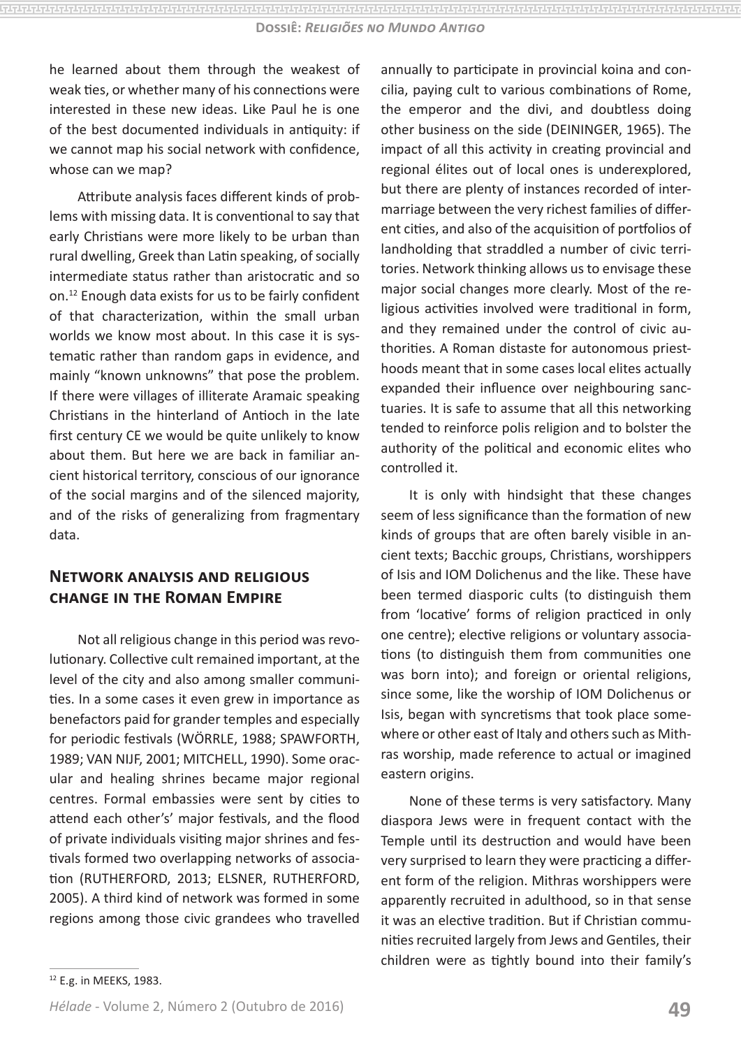he learned about them through the weakest of weak ties, or whether many of his connections were interested in these new ideas. Like Paul he is one of the best documented individuals in antiquity: if we cannot map his social network with confidence, whose can we map?

Attribute analysis faces different kinds of problems with missing data. It is conventional to say that early Christians were more likely to be urban than rural dwelling, Greek than Latin speaking, of socially intermediate status rather than aristocratic and so on.[12] Enough data exists for us to be fairly confident of that characterization, within the small urban worlds we know most about. In this case it is systematic rather than random gaps in evidence, and mainly "known unknowns" that pose the problem. If there were villages of illiterate Aramaic speaking Christians in the hinterland of Antioch in the late first century CE we would be quite unlikely to know about them. But here we are back in familiar ancient historical territory, conscious of our ignorance of the social margins and of the silenced majority, and of the risks of generalizing from fragmentary data.

## Network analysis and religious change in the Roman Empire

Not all religious change in this period was revolutionary. Collective cult remained important, at the level of the city and also among smaller communities. In a some cases it even grew in importance as benefactors paid for grander temples and especially for periodic festivals (WÖRRLE, 1988; SPAWFORTH, 1989; VAN NIJF, 2001; MITCHELL, 1990). Some oracular and healing shrines became major regional centres. Formal embassies were sent by cities to attend each other's' major festivals, and the flood of private individuals visiting major shrines and festivals formed two overlapping networks of association (RUTHERFORD, 2013; ELSNER, RUTHERFORD, 2005). A third kind of network was formed in some regions among those civic grandees who travelled annually to participate in provincial koina and concilia, paying cult to various combinations of Rome, the emperor and the divi, and doubtless doing other business on the side (DEININGER, 1965). The impact of all this activity in creating provincial and regional élites out of local ones is underexplored, but there are plenty of instances recorded of intermarriage between the very richest families of different cities, and also of the acquisition of portfolios of landholding that straddled a number of civic territories. Network thinking allows us to envisage these major social changes more clearly. Most of the religious activities involved were traditional in form, and they remained under the control of civic authorities. A Roman distaste for autonomous priesthoods meant that in some cases local elites actually expanded their influence over neighbouring sanctuaries. It is safe to assume that all this networking tended to reinforce polis religion and to bolster the authority of the political and economic elites who controlled it.

It is only with hindsight that these changes seem of less significance than the formation of new kinds of groups that are often barely visible in ancient texts; Bacchic groups, Christians, worshippers of Isis and IOM Dolichenus and the like. These have been termed diasporic cults (to distinguish them from 'locative' forms of religion practiced in only one centre); elective religions or voluntary associations (to distinguish them from communities one was born into); and foreign or oriental religions, since some, like the worship of IOM Dolichenus or Isis, began with syncretisms that took place somewhere or other east of Italy and others such as Mithras worship, made reference to actual or imagined eastern origins.

None of these terms is very satisfactory. Many diaspora Jews were in frequent contact with the Temple until its destruction and would have been very surprised to learn they were practicing a different form of the religion. Mithras worshippers were apparently recruited in adulthood, so in that sense it was an elective tradition. But if Christian communities recruited largely from Jews and Gentiles, their children were as tightly bound into their family's

[12] E.g. in MEEKS, 1983.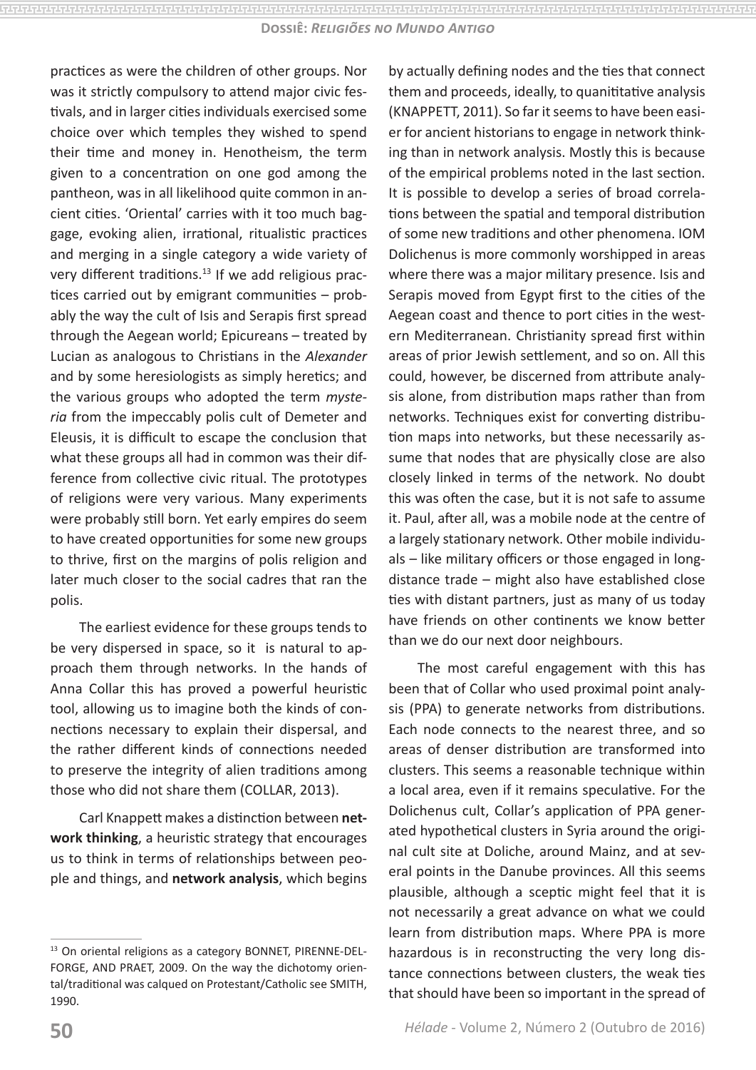practices as were the children of other groups. Nor was it strictly compulsory to attend major civic festivals, and in larger cities individuals exercised some choice over which temples they wished to spend their time and money in. Henotheism, the term given to a concentration on one god among the pantheon, was in all likelihood quite common in ancient cities. 'Oriental' carries with it too much baggage, evoking alien, irrational, ritualistic practices and merging in a single category a wide variety of very different traditions.[13] If we add religious practices carried out by emigrant communities – probably the way the cult of Isis and Serapis first spread through the Aegean world; Epicureans – treated by Lucian as analogous to Christians in the *Alexander* and by some heresiologists as simply heretics; and the various groups who adopted the term *mysteria* from the impeccably polis cult of Demeter and Eleusis, it is difficult to escape the conclusion that what these groups all had in common was their difference from collective civic ritual. The prototypes of religions were very various. Many experiments were probably still born. Yet early empires do seem to have created opportunities for some new groups to thrive, first on the margins of polis religion and later much closer to the social cadres that ran the polis.

The earliest evidence for these groups tends to be very dispersed in space, so it is natural to approach them through networks. In the hands of Anna Collar this has proved a powerful heuristic tool, allowing us to imagine both the kinds of connections necessary to explain their dispersal, and the rather different kinds of connections needed to preserve the integrity of alien traditions among those who did not share them (COLLAR, 2013).

Carl Knappett makes a distinction between **network thinking**, a heuristic strategy that encourages us to think in terms of relationships between people and things, and **network analysis**, which begins by actually defining nodes and the ties that connect them and proceeds, ideally, to quanititative analysis (KNAPPETT, 2011). So far it seems to have been easier for ancient historians to engage in network thinking than in network analysis. Mostly this is because of the empirical problems noted in the last section. It is possible to develop a series of broad correlations between the spatial and temporal distribution of some new traditions and other phenomena. IOM Dolichenus is more commonly worshipped in areas where there was a major military presence. Isis and Serapis moved from Egypt first to the cities of the Aegean coast and thence to port cities in the western Mediterranean. Christianity spread first within areas of prior Jewish settlement, and so on. All this could, however, be discerned from attribute analysis alone, from distribution maps rather than from networks. Techniques exist for converting distribution maps into networks, but these necessarily assume that nodes that are physically close are also closely linked in terms of the network. No doubt this was often the case, but it is not safe to assume it. Paul, after all, was a mobile node at the centre of a largely stationary network. Other mobile individuals – like military officers or those engaged in long-distance trade – might also have established close ties with distant partners, just as many of us today have friends on other continents we know better than we do our next door neighbours.

The most careful engagement with this has been that of Collar who used proximal point analysis (PPA) to generate networks from distributions. Each node connects to the nearest three, and so areas of denser distribution are transformed into clusters. This seems a reasonable technique within a local area, even if it remains speculative. For the Dolichenus cult, Collar's application of PPA generated hypothetical clusters in Syria around the original cult site at Doliche, around Mainz, and at several points in the Danube provinces. All this seems plausible, although a sceptic might feel that it is not necessarily a great advance on what we could learn from distribution maps. Where PPA is more hazardous is in reconstructing the very long distance connections between clusters, the weak ties that should have been so important in the spread of

---

[13] On oriental religions as a category BONNET, PIRENNE-DELFORGE, AND PRAET, 2009. On the way the dichotomy oriental/traditional was calqued on Protestant/Catholic see SMITH, 1990.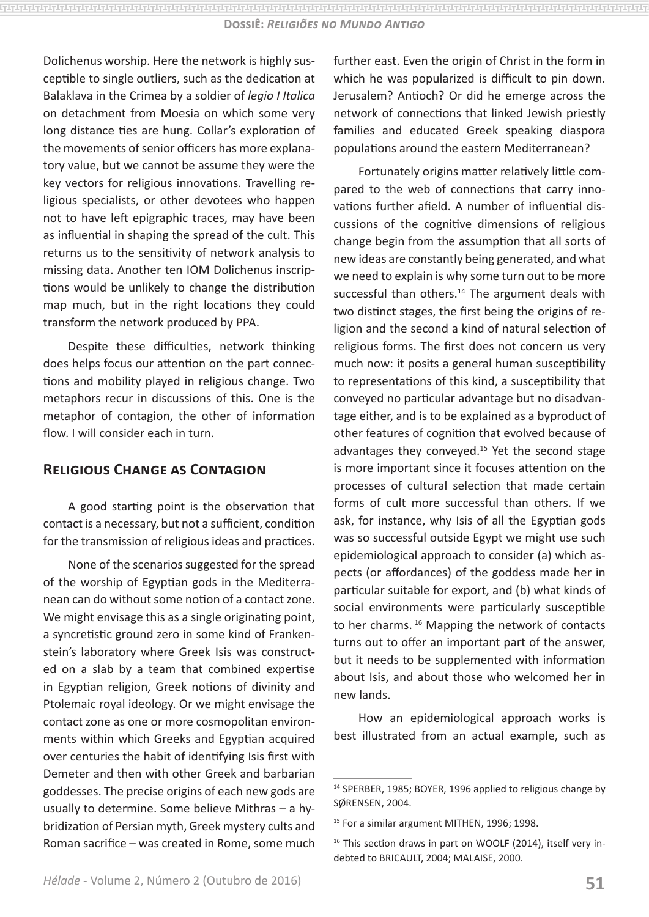Dolichenus worship. Here the network is highly susceptible to single outliers, such as the dedication at Balaklava in the Crimea by a soldier of *legio I Italica* on detachment from Moesia on which some very long distance ties are hung. Collar's exploration of the movements of senior officers has more explanatory value, but we cannot be assume they were the key vectors for religious innovations. Travelling religious specialists, or other devotees who happen not to have left epigraphic traces, may have been as influential in shaping the spread of the cult. This returns us to the sensitivity of network analysis to missing data. Another ten IOM Dolichenus inscriptions would be unlikely to change the distribution map much, but in the right locations they could transform the network produced by PPA.

Despite these difficulties, network thinking does helps focus our attention on the part connections and mobility played in religious change. Two metaphors recur in discussions of this. One is the metaphor of contagion, the other of information flow. I will consider each in turn.

## Religious Change as Contagion

A good starting point is the observation that contact is a necessary, but not a sufficient, condition for the transmission of religious ideas and practices.

None of the scenarios suggested for the spread of the worship of Egyptian gods in the Mediterranean can do without some notion of a contact zone. We might envisage this as a single originating point, a syncretistic ground zero in some kind of Frankenstein's laboratory where Greek Isis was constructed on a slab by a team that combined expertise in Egyptian religion, Greek notions of divinity and Ptolemaic royal ideology. Or we might envisage the contact zone as one or more cosmopolitan environments within which Greeks and Egyptian acquired over centuries the habit of identifying Isis first with Demeter and then with other Greek and barbarian goddesses. The precise origins of each new gods are usually to determine. Some believe Mithras – a hybridization of Persian myth, Greek mystery cults and Roman sacrifice – was created in Rome, some much further east. Even the origin of Christ in the form in which he was popularized is difficult to pin down. Jerusalem? Antioch? Or did he emerge across the network of connections that linked Jewish priestly families and educated Greek speaking diaspora populations around the eastern Mediterranean?

Fortunately origins matter relatively little compared to the web of connections that carry innovations further afield. A number of influential discussions of the cognitive dimensions of religious change begin from the assumption that all sorts of new ideas are constantly being generated, and what we need to explain is why some turn out to be more successful than others.[14] The argument deals with two distinct stages, the first being the origins of religion and the second a kind of natural selection of religious forms. The first does not concern us very much now: it posits a general human susceptibility to representations of this kind, a susceptibility that conveyed no particular advantage but no disadvantage either, and is to be explained as a byproduct of other features of cognition that evolved because of advantages they conveyed.[15] Yet the second stage is more important since it focuses attention on the processes of cultural selection that made certain forms of cult more successful than others. If we ask, for instance, why Isis of all the Egyptian gods was so successful outside Egypt we might use such epidemiological approach to consider (a) which aspects (or affordances) of the goddess made her in particular suitable for export, and (b) what kinds of social environments were particularly susceptible to her charms. [16] Mapping the network of contacts turns out to offer an important part of the answer, but it needs to be supplemented with information about Isis, and about those who welcomed her in new lands.

How an epidemiological approach works is best illustrated from an actual example, such as

---

[14] SPERBER, 1985; BOYER, 1996 applied to religious change by SØRENSEN, 2004.

[15] For a similar argument MITHEN, 1996; 1998.

[16] This section draws in part on WOOLF (2014), itself very indebted to BRICAULT, 2004; MALAISE, 2000.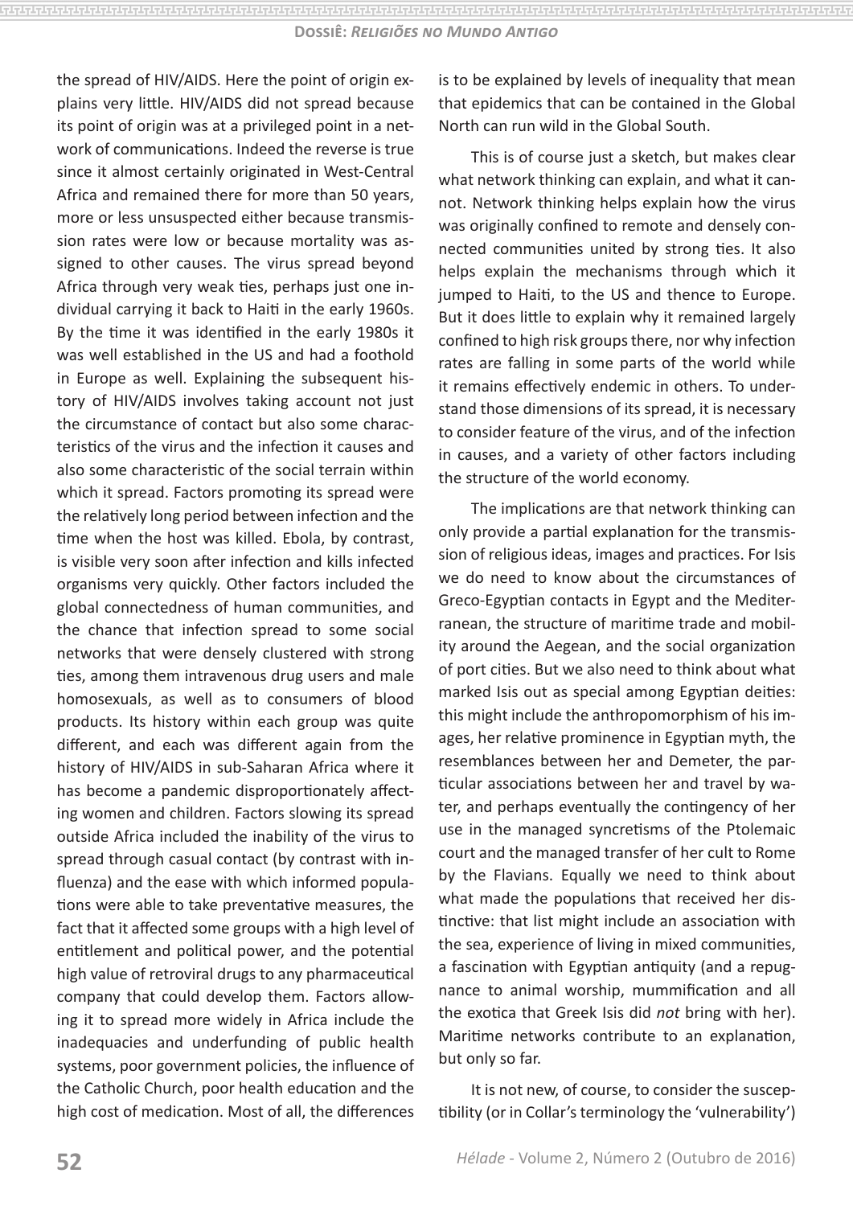the spread of HIV/AIDS. Here the point of origin explains very little. HIV/AIDS did not spread because its point of origin was at a privileged point in a network of communications. Indeed the reverse is true since it almost certainly originated in West-Central Africa and remained there for more than 50 years, more or less unsuspected either because transmission rates were low or because mortality was assigned to other causes. The virus spread beyond Africa through very weak ties, perhaps just one individual carrying it back to Haiti in the early 1960s. By the time it was identified in the early 1980s it was well established in the US and had a foothold in Europe as well. Explaining the subsequent history of HIV/AIDS involves taking account not just the circumstance of contact but also some characteristics of the virus and the infection it causes and also some characteristic of the social terrain within which it spread. Factors promoting its spread were the relatively long period between infection and the time when the host was killed. Ebola, by contrast, is visible very soon after infection and kills infected organisms very quickly. Other factors included the global connectedness of human communities, and the chance that infection spread to some social networks that were densely clustered with strong ties, among them intravenous drug users and male homosexuals, as well as to consumers of blood products. Its history within each group was quite different, and each was different again from the history of HIV/AIDS in sub-Saharan Africa where it has become a pandemic disproportionately affecting women and children. Factors slowing its spread outside Africa included the inability of the virus to spread through casual contact (by contrast with influenza) and the ease with which informed populations were able to take preventative measures, the fact that it affected some groups with a high level of entitlement and political power, and the potential high value of retroviral drugs to any pharmaceutical company that could develop them. Factors allowing it to spread more widely in Africa include the inadequacies and underfunding of public health systems, poor government policies, the influence of the Catholic Church, poor health education and the high cost of medication. Most of all, the differences is to be explained by levels of inequality that mean that epidemics that can be contained in the Global North can run wild in the Global South.

This is of course just a sketch, but makes clear what network thinking can explain, and what it cannot. Network thinking helps explain how the virus was originally confined to remote and densely connected communities united by strong ties. It also helps explain the mechanisms through which it jumped to Haiti, to the US and thence to Europe. But it does little to explain why it remained largely confined to high risk groups there, nor why infection rates are falling in some parts of the world while it remains effectively endemic in others. To understand those dimensions of its spread, it is necessary to consider feature of the virus, and of the infection in causes, and a variety of other factors including the structure of the world economy.

The implications are that network thinking can only provide a partial explanation for the transmission of religious ideas, images and practices. For Isis we do need to know about the circumstances of Greco-Egyptian contacts in Egypt and the Mediterranean, the structure of maritime trade and mobility around the Aegean, and the social organization of port cities. But we also need to think about what marked Isis out as special among Egyptian deities: this might include the anthropomorphism of his images, her relative prominence in Egyptian myth, the resemblances between her and Demeter, the particular associations between her and travel by water, and perhaps eventually the contingency of her use in the managed syncretisms of the Ptolemaic court and the managed transfer of her cult to Rome by the Flavians. Equally we need to think about what made the populations that received her distinctive: that list might include an association with the sea, experience of living in mixed communities, a fascination with Egyptian antiquity (and a repugnance to animal worship, mummification and all the exotica that Greek Isis did *not* bring with her). Maritime networks contribute to an explanation, but only so far.

It is not new, of course, to consider the susceptibility (or in Collar's terminology the 'vulnerability')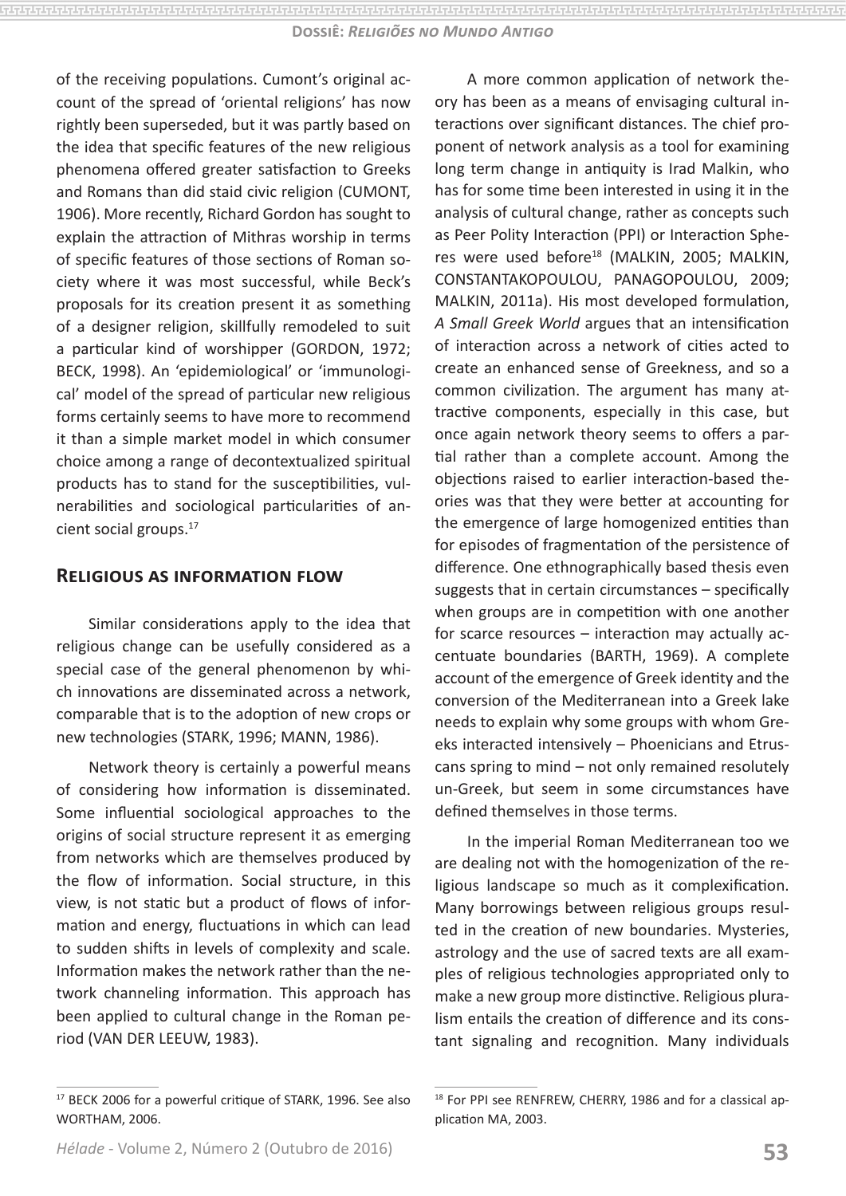of the receiving populations. Cumont's original account of the spread of 'oriental religions' has now rightly been superseded, but it was partly based on the idea that specific features of the new religious phenomena offered greater satisfaction to Greeks and Romans than did staid civic religion (CUMONT, 1906). More recently, Richard Gordon has sought to explain the attraction of Mithras worship in terms of specific features of those sections of Roman society where it was most successful, while Beck's proposals for its creation present it as something of a designer religion, skillfully remodeled to suit a particular kind of worshipper (GORDON, 1972; BECK, 1998). An 'epidemiological' or 'immunological' model of the spread of particular new religious forms certainly seems to have more to recommend it than a simple market model in which consumer choice among a range of decontextualized spiritual products has to stand for the susceptibilities, vulnerabilities and sociological particularities of ancient social groups.[17]

## Religious as information flow

Similar considerations apply to the idea that religious change can be usefully considered as a special case of the general phenomenon by which innovations are disseminated across a network, comparable that is to the adoption of new crops or new technologies (STARK, 1996; MANN, 1986).

Network theory is certainly a powerful means of considering how information is disseminated. Some influential sociological approaches to the origins of social structure represent it as emerging from networks which are themselves produced by the flow of information. Social structure, in this view, is not static but a product of flows of information and energy, fluctuations in which can lead to sudden shifts in levels of complexity and scale. Information makes the network rather than the network channeling information. This approach has been applied to cultural change in the Roman period (VAN DER LEEUW, 1983).

A more common application of network theory has been as a means of envisaging cultural interactions over significant distances. The chief proponent of network analysis as a tool for examining long term change in antiquity is Irad Malkin, who has for some time been interested in using it in the analysis of cultural change, rather as concepts such as Peer Polity Interaction (PPI) or Interaction Spheres were used before[18] (MALKIN, 2005; MALKIN, CONSTANTAKOPOULOU, PANAGOPOULOU, 2009; MALKIN, 2011a). His most developed formulation, *A Small Greek World* argues that an intensification of interaction across a network of cities acted to create an enhanced sense of Greekness, and so a common civilization. The argument has many attractive components, especially in this case, but once again network theory seems to offers a partial rather than a complete account. Among the objections raised to earlier interaction-based theories was that they were better at accounting for the emergence of large homogenized entities than for episodes of fragmentation of the persistence of difference. One ethnographically based thesis even suggests that in certain circumstances – specifically when groups are in competition with one another for scarce resources – interaction may actually accentuate boundaries (BARTH, 1969). A complete account of the emergence of Greek identity and the conversion of the Mediterranean into a Greek lake needs to explain why some groups with whom Greeks interacted intensively – Phoenicians and Etruscans spring to mind – not only remained resolutely un-Greek, but seem in some circumstances have defined themselves in those terms.

In the imperial Roman Mediterranean too we are dealing not with the homogenization of the religious landscape so much as it complexification. Many borrowings between religious groups resulted in the creation of new boundaries. Mysteries, astrology and the use of sacred texts are all examples of religious technologies appropriated only to make a new group more distinctive. Religious pluralism entails the creation of difference and its constant signaling and recognition. Many individuals

---

[17] BECK 2006 for a powerful critique of STARK, 1996. See also WORTHAM, 2006.

[18] For PPI see RENFREW, CHERRY, 1986 and for a classical application MA, 2003.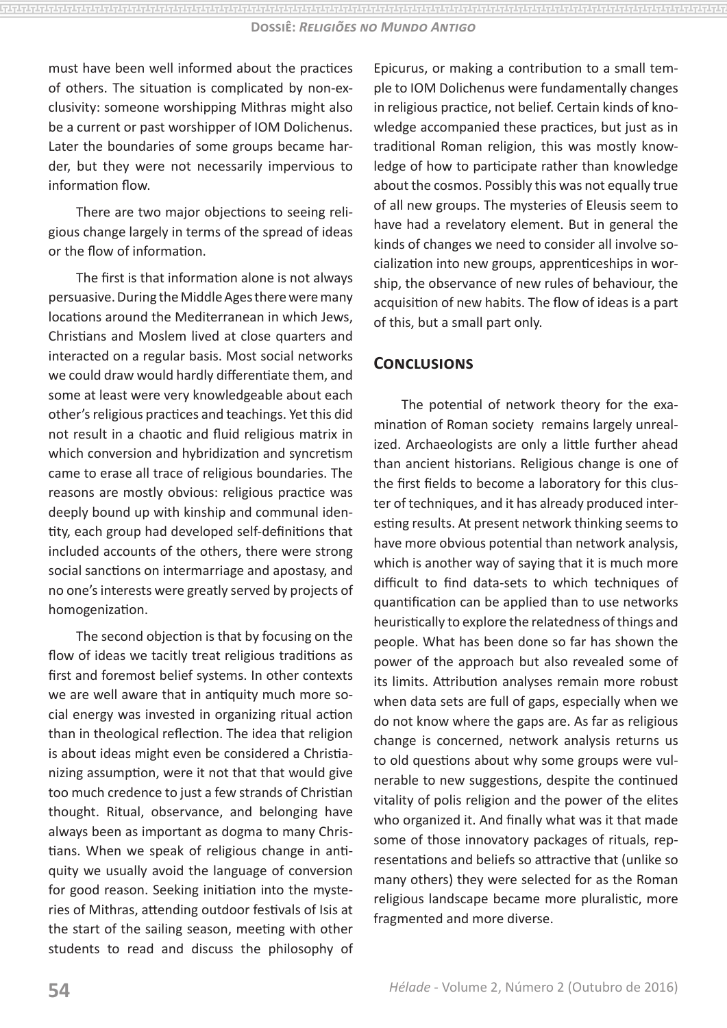must have been well informed about the practices of others. The situation is complicated by non-exclusivity: someone worshipping Mithras might also be a current or past worshipper of IOM Dolichenus. Later the boundaries of some groups became harder, but they were not necessarily impervious to information flow.

There are two major objections to seeing religious change largely in terms of the spread of ideas or the flow of information.

The first is that information alone is not always persuasive. During the Middle Ages there were many locations around the Mediterranean in which Jews, Christians and Moslem lived at close quarters and interacted on a regular basis. Most social networks we could draw would hardly differentiate them, and some at least were very knowledgeable about each other's religious practices and teachings. Yet this did not result in a chaotic and fluid religious matrix in which conversion and hybridization and syncretism came to erase all trace of religious boundaries. The reasons are mostly obvious: religious practice was deeply bound up with kinship and communal identity, each group had developed self-definitions that included accounts of the others, there were strong social sanctions on intermarriage and apostasy, and no one's interests were greatly served by projects of homogenization.

The second objection is that by focusing on the flow of ideas we tacitly treat religious traditions as first and foremost belief systems. In other contexts we are well aware that in antiquity much more social energy was invested in organizing ritual action than in theological reflection. The idea that religion is about ideas might even be considered a Christianizing assumption, were it not that that would give too much credence to just a few strands of Christian thought. Ritual, observance, and belonging have always been as important as dogma to many Christians. When we speak of religious change in antiquity we usually avoid the language of conversion for good reason. Seeking initiation into the mysteries of Mithras, attending outdoor festivals of Isis at the start of the sailing season, meeting with other students to read and discuss the philosophy of Epicurus, or making a contribution to a small temple to IOM Dolichenus were fundamentally changes in religious practice, not belief. Certain kinds of knowledge accompanied these practices, but just as in traditional Roman religion, this was mostly knowledge of how to participate rather than knowledge about the cosmos. Possibly this was not equally true of all new groups. The mysteries of Eleusis seem to have had a revelatory element. But in general the kinds of changes we need to consider all involve socialization into new groups, apprenticeships in worship, the observance of new rules of behaviour, the acquisition of new habits. The flow of ideas is a part of this, but a small part only.

## Conclusions

The potential of network theory for the examination of Roman society remains largely unrealized. Archaeologists are only a little further ahead than ancient historians. Religious change is one of the first fields to become a laboratory for this cluster of techniques, and it has already produced interesting results. At present network thinking seems to have more obvious potential than network analysis, which is another way of saying that it is much more difficult to find data-sets to which techniques of quantification can be applied than to use networks heuristically to explore the relatedness of things and people. What has been done so far has shown the power of the approach but also revealed some of its limits. Attribution analyses remain more robust when data sets are full of gaps, especially when we do not know where the gaps are. As far as religious change is concerned, network analysis returns us to old questions about why some groups were vulnerable to new suggestions, despite the continued vitality of polis religion and the power of the elites who organized it. And finally what was it that made some of those innovatory packages of rituals, representations and beliefs so attractive that (unlike so many others) they were selected for as the Roman religious landscape became more pluralistic, more fragmented and more diverse.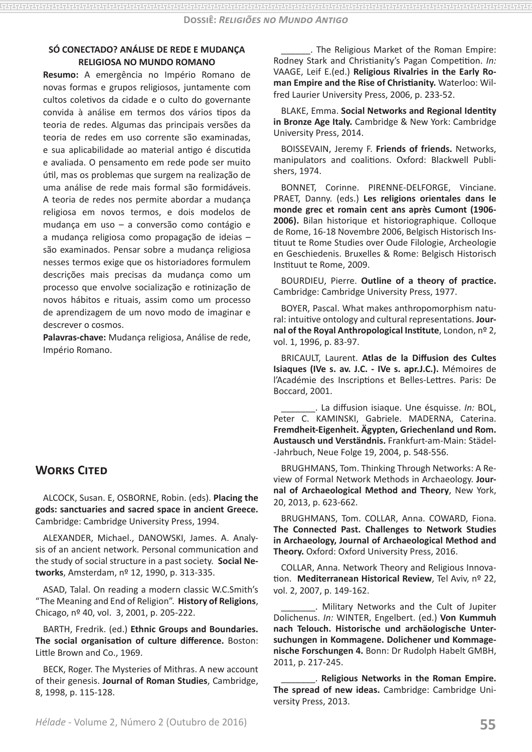**SÓ CONECTADO? ANÁLISE DE REDE E MUDANÇA RELIGIOSA NO MUNDO ROMANO**

**Resumo:** A emergência no Império Romano de novas formas e grupos religiosos, juntamente com cultos coletivos da cidade e o culto do governante convida à análise em termos dos vários tipos da teoria de redes. Algumas das principais versões da teoria de redes em uso corrente são examinadas, e sua aplicabilidade ao material antigo é discutida e avaliada. O pensamento em rede pode ser muito útil, mas os problemas que surgem na realização de uma análise de rede mais formal são formidáveis. A teoria de redes nos permite abordar a mudança religiosa em novos termos, e dois modelos de mudança em uso – a conversão como contágio e a mudança religiosa como propagação de ideias – são examinados. Pensar sobre a mudança religiosa nesses termos exige que os historiadores formulem descrições mais precisas da mudança como um processo que envolve socialização e rotinização de novos hábitos e rituais, assim como um processo de aprendizagem de um novo modo de imaginar e descrever o cosmos.

**Palavras-chave:** Mudança religiosa, Análise de rede, Império Romano.

## Works Cited

ALCOCK, Susan. E, OSBORNE, Robin. (eds). **Placing the gods: sanctuaries and sacred space in ancient Greece.** Cambridge: Cambridge University Press, 1994.

ALEXANDER, Michael., DANOWSKI, James. A. Analysis of an ancient network. Personal communication and the study of social structure in a past society. **Social Networks**, Amsterdam, nº 12, 1990, p. 313-335.

ASAD, Talal. On reading a modern classic W.C.Smith's "The Meaning and End of Religion". **History of Religions**, Chicago, nº 40, vol. 3, 2001, p. 205-222.

BARTH, Fredrik. (ed.) **Ethnic Groups and Boundaries. The social organisation of culture difference.** Boston: Little Brown and Co., 1969.

BECK, Roger. The Mysteries of Mithras. A new account of their genesis. **Journal of Roman Studies**, Cambridge, 8, 1998, p. 115-128.

______. The Religious Market of the Roman Empire: Rodney Stark and Christianity's Pagan Competition. *In:* VAAGE, Leif E.(ed.) **Religious Rivalries in the Early Roman Empire and the Rise of Christianity.** Waterloo: Wilfred Laurier University Press, 2006, p. 233-52.

BLAKE, Emma. **Social Networks and Regional Identity in Bronze Age Italy.** Cambridge & New York: Cambridge University Press, 2014.

BOISSEVAIN, Jeremy F. **Friends of friends.** Networks, manipulators and coalitions. Oxford: Blackwell Publishers, 1974.

BONNET, Corinne. PIRENNE-DELFORGE, Vinciane. PRAET, Danny. (eds.) **Les religions orientales dans le monde grec et romain cent ans après Cumont (1906-2006).** Bilan historique et historiographique. Colloque de Rome, 16-18 Novembre 2006, Belgisch Historisch Instituut te Rome Studies over Oude Filologie, Archeologie en Geschiedenis. Bruxelles & Rome: Belgisch Historisch Instituut te Rome, 2009.

BOURDIEU, Pierre. **Outline of a theory of practice.** Cambridge: Cambridge University Press, 1977.

BOYER, Pascal. What makes anthropomorphism natural: intuitive ontology and cultural representations. **Journal of the Royal Anthropological Institute**, London, nº 2, vol. 1, 1996, p. 83-97.

BRICAULT, Laurent. **Atlas de la Diffusion des Cultes Isiaques (IVe s. av. J.C. - IVe s. apr.J.C.).** Mémoires de l'Académie des Inscriptions et Belles-Lettres. Paris: De Boccard, 2001.

_______. La diffusion isiaque. Une ésquisse. *In:* BOL, Peter C. KAMINSKI, Gabriele. MADERNA, Caterina. **Fremdheit-Eigenheit. Ägypten, Griechenland und Rom. Austausch und Verständnis.** Frankfurt-am-Main: Städel-Jahrbuch, Neue Folge 19, 2004, p. 548-556.

BRUGHMANS, Tom. Thinking Through Networks: A Review of Formal Network Methods in Archaeology. **Journal of Archaeological Method and Theory**, New York, 20, 2013, p. 623-662.

BRUGHMANS, Tom. COLLAR, Anna. COWARD, Fiona. **The Connected Past. Challenges to Network Studies in Archaeology, Journal of Archaeological Method and Theory.** Oxford: Oxford University Press, 2016.

COLLAR, Anna. Network Theory and Religious Innovation. **Mediterranean Historical Review**, Tel Aviv, nº 22, vol. 2, 2007, p. 149-162.

_______. Military Networks and the Cult of Jupiter Dolichenus. *In:* WINTER, Engelbert. (ed.) **Von Kummuh nach Telouch. Historische und archäologische Untersuchungen in Kommagene. Dolichener und Kommagenische Forschungen 4.** Bonn: Dr Rudolph Habelt GMBH, 2011, p. 217-245.

_______. **Religious Networks in the Roman Empire. The spread of new ideas.** Cambridge: Cambridge University Press, 2013.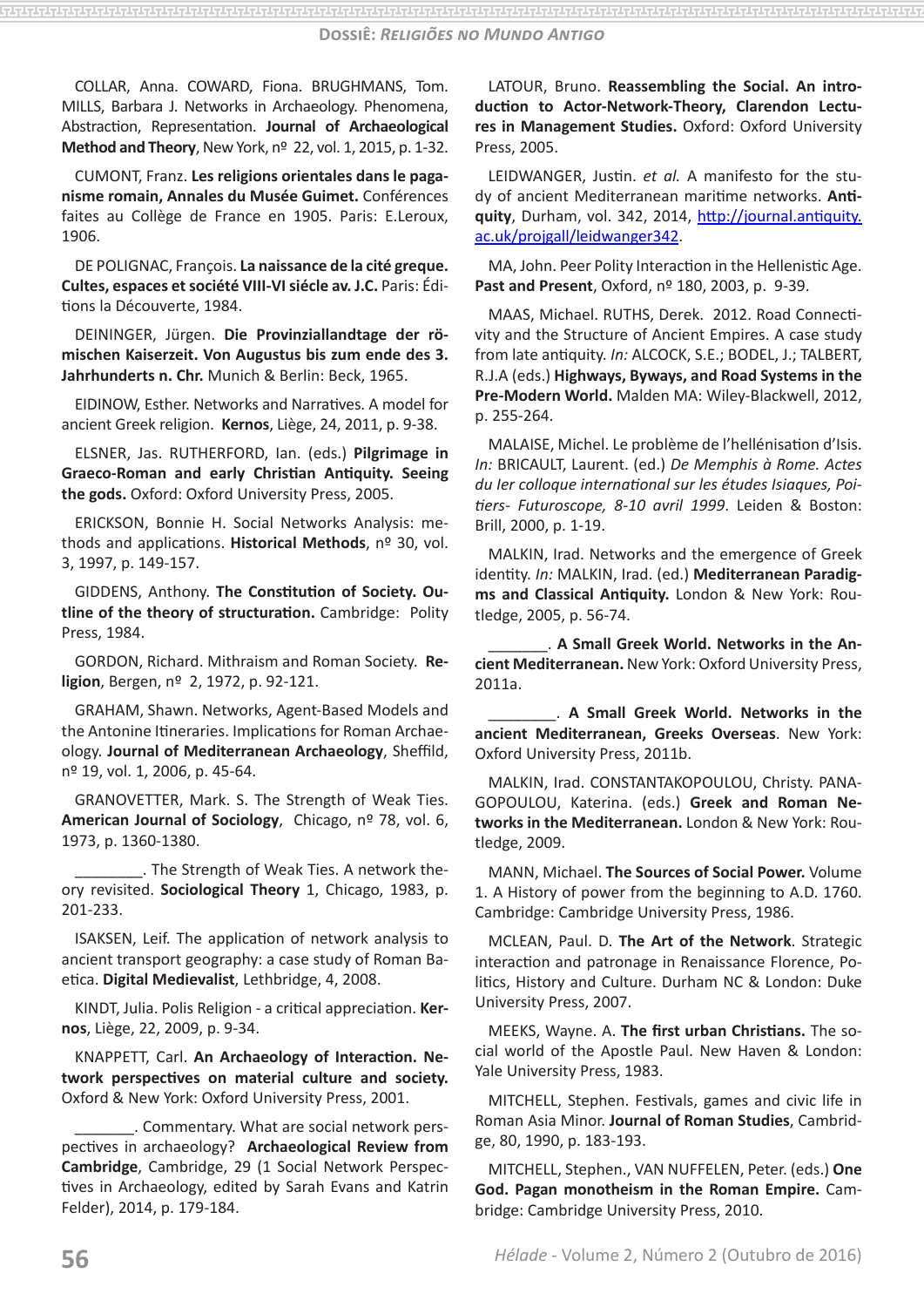COLLAR, Anna. COWARD, Fiona. BRUGHMANS, Tom. MILLS, Barbara J. Networks in Archaeology. Phenomena, Abstraction, Representation. **Journal of Archaeological Method and Theory**, New York, nº 22, vol. 1, 2015, p. 1-32.

CUMONT, Franz. **Les religions orientales dans le paganisme romain, Annales du Musée Guimet.** Conférences faites au Collège de France en 1905. Paris: E.Leroux, 1906.

DE POLIGNAC, François. **La naissance de la cité greque. Cultes, espaces et société VIII-VI siécle av. J.C.** Paris: Éditions la Découverte, 1984.

DEININGER, Jürgen. **Die Provinziallandtage der römischen Kaiserzeit. Von Augustus bis zum ende des 3. Jahrhunderts n. Chr.** Munich & Berlin: Beck, 1965.

EIDINOW, Esther. Networks and Narratives. A model for ancient Greek religion. **Kernos**, Liège, 24, 2011, p. 9-38.

ELSNER, Jas. RUTHERFORD, Ian. (eds.) **Pilgrimage in Graeco-Roman and early Christian Antiquity. Seeing the gods.** Oxford: Oxford University Press, 2005.

ERICKSON, Bonnie H. Social Networks Analysis: methods and applications. **Historical Methods**, nº 30, vol. 3, 1997, p. 149-157.

GIDDENS, Anthony. **The Constitution of Society. Outline of the theory of structuration.** Cambridge: Polity Press, 1984.

GORDON, Richard. Mithraism and Roman Society. **Religion**, Bergen, nº 2, 1972, p. 92-121.

GRAHAM, Shawn. Networks, Agent-Based Models and the Antonine Itineraries. Implications for Roman Archaeology. **Journal of Mediterranean Archaeology**, Sheffild, nº 19, vol. 1, 2006, p. 45-64.

GRANOVETTER, Mark. S. The Strength of Weak Ties. **American Journal of Sociology**, Chicago, nº 78, vol. 6, 1973, p. 1360-1380.

________. The Strength of Weak Ties. A network theory revisited. **Sociological Theory** 1, Chicago, 1983, p. 201-233.

ISAKSEN, Leif. The application of network analysis to ancient transport geography: a case study of Roman Baetica. **Digital Medievalist**, Lethbridge, 4, 2008.

KINDT, Julia. Polis Religion - a critical appreciation. **Kernos**, Liège, 22, 2009, p. 9-34.

KNAPPETT, Carl. **An Archaeology of Interaction. Network perspectives on material culture and society.** Oxford & New York: Oxford University Press, 2001.

_______. Commentary. What are social network perspectives in archaeology? **Archaeological Review from Cambridge**, Cambridge, 29 (1 Social Network Perspectives in Archaeology, edited by Sarah Evans and Katrin Felder), 2014, p. 179-184.

LATOUR, Bruno. **Reassembling the Social. An introduction to Actor-Network-Theory, Clarendon Lectures in Management Studies.** Oxford: Oxford University Press, 2005.

LEIDWANGER, Justin. *et al.* A manifesto for the study of ancient Mediterranean maritime networks. **Antiquity**, Durham, vol. 342, 2014, http://journal.antiquity.ac.uk/projgall/leidwanger342.

MA, John. Peer Polity Interaction in the Hellenistic Age. **Past and Present**, Oxford, nº 180, 2003, p. 9-39.

MAAS, Michael. RUTHS, Derek. 2012. Road Connectivity and the Structure of Ancient Empires. A case study from late antiquity. *In:* ALCOCK, S.E.; BODEL, J.; TALBERT, R.J.A (eds.) **Highways, Byways, and Road Systems in the Pre-Modern World.** Malden MA: Wiley-Blackwell, 2012, p. 255-264.

MALAISE, Michel. Le problème de l'hellénisation d'Isis. *In:* BRICAULT, Laurent. (ed.) *De Memphis à Rome. Actes du Ier colloque international sur les études Isiaques, Poitiers- Futuroscope, 8-10 avril 1999*. Leiden & Boston: Brill, 2000, p. 1-19.

MALKIN, Irad. Networks and the emergence of Greek identity. *In:* MALKIN, Irad. (ed.) **Mediterranean Paradigms and Classical Antiquity.** London & New York: Routledge, 2005, p. 56-74.

_______. **A Small Greek World. Networks in the Ancient Mediterranean.** New York: Oxford University Press, 2011a.

________. **A Small Greek World. Networks in the ancient Mediterranean, Greeks Overseas**. New York: Oxford University Press, 2011b.

MALKIN, Irad. CONSTANTAKOPOULOU, Christy. PANAGOPOULOU, Katerina. (eds.) **Greek and Roman Networks in the Mediterranean.** London & New York: Routledge, 2009.

MANN, Michael. **The Sources of Social Power.** Volume 1. A History of power from the beginning to A.D. 1760. Cambridge: Cambridge University Press, 1986.

MCLEAN, Paul. D. **The Art of the Network**. Strategic interaction and patronage in Renaissance Florence, Politics, History and Culture. Durham NC & London: Duke University Press, 2007.

MEEKS, Wayne. A. **The first urban Christians.** The social world of the Apostle Paul. New Haven & London: Yale University Press, 1983.

MITCHELL, Stephen. Festivals, games and civic life in Roman Asia Minor. **Journal of Roman Studies**, Cambridge, 80, 1990, p. 183-193.

MITCHELL, Stephen., VAN NUFFELEN, Peter. (eds.) **One God. Pagan monotheism in the Roman Empire.** Cambridge: Cambridge University Press, 2010.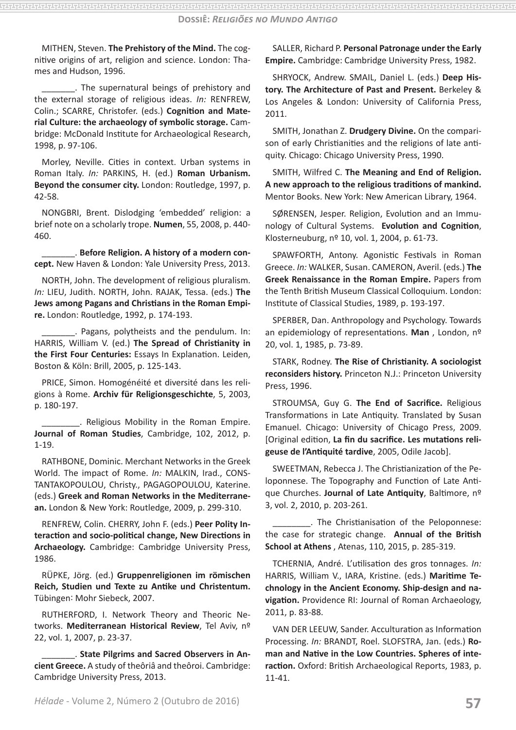MITHEN, Steven. **The Prehistory of the Mind.** The cognitive origins of art, religion and science. London: Thames and Hudson, 1996.

_______. The supernatural beings of prehistory and the external storage of religious ideas. *In:* RENFREW, Colin.; SCARRE, Christofer. (eds.) **Cognition and Material Culture: the archaeology of symbolic storage.** Cambridge: McDonald Institute for Archaeological Research, 1998, p. 97-106.

Morley, Neville. Cities in context. Urban systems in Roman Italy. *In:* PARKINS, H. (ed.) **Roman Urbanism. Beyond the consumer city.** London: Routledge, 1997, p. 42-58.

NONGBRI, Brent. Dislodging 'embedded' religion: a brief note on a scholarly trope. **Numen**, 55, 2008, p. 440-460.

_______. **Before Religion. A history of a modern concept.** New Haven & London: Yale University Press, 2013.

NORTH, John. The development of religious pluralism. *In:* LIEU, Judith. NORTH, John. RAJAK, Tessa. (eds.) **The Jews among Pagans and Christians in the Roman Empire.** London: Routledge, 1992, p. 174-193.

_______. Pagans, polytheists and the pendulum. In: HARRIS, William V. (ed.) **The Spread of Christianity in the First Four Centuries:** Essays In Explanation. Leiden, Boston & Köln: Brill, 2005, p. 125-143.

PRICE, Simon. Homogénéité et diversité dans les religions à Rome. **Archiv für Religionsgeschichte**, 5, 2003, p. 180-197.

________. Religious Mobility in the Roman Empire. **Journal of Roman Studies**, Cambridge, 102, 2012, p. 1-19.

RATHBONE, Dominic. Merchant Networks in the Greek World. The impact of Rome. *In:* MALKIN, Irad., CONSTANTAKOPOULOU, Christy., PAGAGOPOULOU, Katerine. (eds.) **Greek and Roman Networks in the Mediterranean.** London & New York: Routledge, 2009, p. 299-310.

RENFREW, Colin. CHERRY, John F. (eds.) **Peer Polity Interaction and socio-political change, New Directions in Archaeology.** Cambridge: Cambridge University Press, 1986.

RÜPKE, Jörg. (ed.) **Gruppenreligionen im römischen Reich, Studien und Texte zu Antike und Christentum.** Tübingen: Mohr Siebeck, 2007.

RUTHERFORD, I. Network Theory and Theoric Networks. **Mediterranean Historical Review**, Tel Aviv, nº 22, vol. 1, 2007, p. 23-37.

_______. **State Pilgrims and Sacred Observers in Ancient Greece.** A study of theôriâ and theôroi. Cambridge: Cambridge University Press, 2013.

SALLER, Richard P. **Personal Patronage under the Early Empire.** Cambridge: Cambridge University Press, 1982.

SHRYOCK, Andrew. SMAIL, Daniel L. (eds.) **Deep History. The Architecture of Past and Present.** Berkeley & Los Angeles & London: University of California Press, 2011.

SMITH, Jonathan Z. **Drudgery Divine.** On the comparison of early Christianities and the religions of late antiquity. Chicago: Chicago University Press, 1990.

SMITH, Wilfred C. **The Meaning and End of Religion. A new approach to the religious traditions of mankind.** Mentor Books. New York: New American Library, 1964.

SØRENSEN, Jesper. Religion, Evolution and an Immunology of Cultural Systems. **Evolution and Cognition**, Klosterneuburg, nº 10, vol. 1, 2004, p. 61-73.

SPAWFORTH, Antony. Agonistic Festivals in Roman Greece. *In:* WALKER, Susan. CAMERON, Averil. (eds.) **The Greek Renaissance in the Roman Empire.** Papers from the Tenth British Museum Classical Colloquium. London: Institute of Classical Studies, 1989, p. 193-197.

SPERBER, Dan. Anthropology and Psychology. Towards an epidemiology of representations. **Man** , London, nº 20, vol. 1, 1985, p. 73-89.

STARK, Rodney. **The Rise of Christianity. A sociologist reconsiders history.** Princeton N.J.: Princeton University Press, 1996.

STROUMSA, Guy G. **The End of Sacrifice.** Religious Transformations in Late Antiquity. Translated by Susan Emanuel. Chicago: University of Chicago Press, 2009. [Original edition, **La fin du sacrifice. Les mutations religeuse de l'Antiquité tardive**, 2005, Odile Jacob].

SWEETMAN, Rebecca J. The Christianization of the Peloponnese. The Topography and Function of Late Antique Churches. **Journal of Late Antiquity**, Baltimore, nº 3, vol. 2, 2010, p. 203-261.

________. The Christianisation of the Peloponnese: the case for strategic change. **Annual of the British School at Athens** , Atenas, 110, 2015, p. 285-319.

TCHERNIA, André. L'utilisation des gros tonnages. *In:* HARRIS, William V., IARA, Kristine. (eds.) **Maritime Technology in the Ancient Economy. Ship-design and navigation.** Providence RI: Journal of Roman Archaeology, 2011, p. 83-88.

VAN DER LEEUW, Sander. Acculturation as Information Processing. *In:* BRANDT, Roel. SLOFSTRA, Jan. (eds.) **Roman and Native in the Low Countries. Spheres of interaction.** Oxford: British Archaeological Reports, 1983, p. 11-41.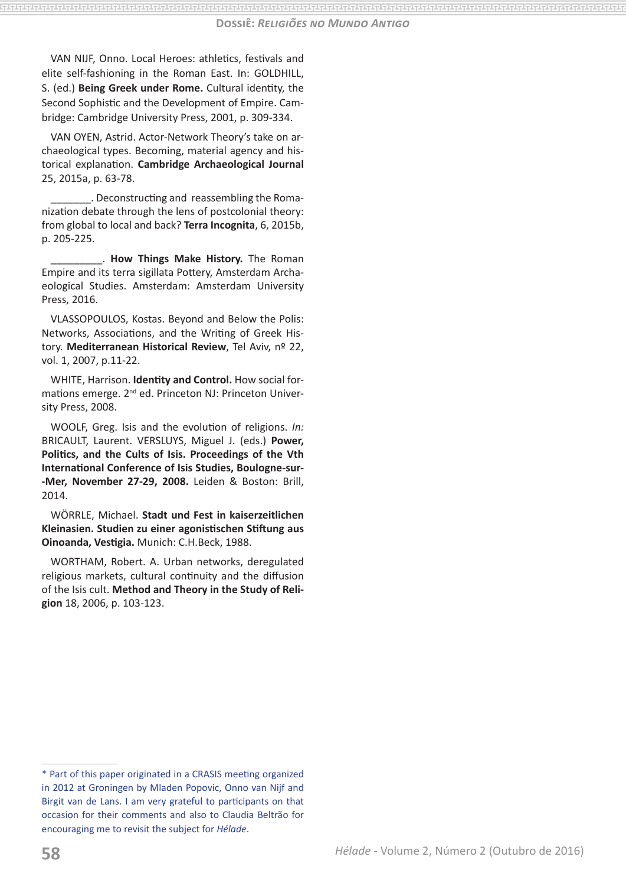VAN NIJF, Onno. Local Heroes: athletics, festivals and elite self-fashioning in the Roman East. In: GOLDHILL, S. (ed.) **Being Greek under Rome.** Cultural identity, the Second Sophistic and the Development of Empire. Cambridge: Cambridge University Press, 2001, p. 309-334.

VAN OYEN, Astrid. Actor-Network Theory's take on archaeological types. Becoming, material agency and historical explanation. **Cambridge Archaeological Journal** 25, 2015a, p. 63-78.

_______. Deconstructing and reassembling the Romanization debate through the lens of postcolonial theory: from global to local and back? **Terra Incognita**, 6, 2015b, p. 205-225.

_________. **How Things Make History.** The Roman Empire and its terra sigillata Pottery, Amsterdam Archaeological Studies. Amsterdam: Amsterdam University Press, 2016.

VLASSOPOULOS, Kostas. Beyond and Below the Polis: Networks, Associations, and the Writing of Greek History. **Mediterranean Historical Review**, Tel Aviv, nº 22, vol. 1, 2007, p.11-22.

WHITE, Harrison. **Identity and Control.** How social formations emerge. 2nd ed. Princeton NJ: Princeton University Press, 2008.

WOOLF, Greg. Isis and the evolution of religions. *In:* BRICAULT, Laurent. VERSLUYS, Miguel J. (eds.) **Power, Politics, and the Cults of Isis. Proceedings of the Vth International Conference of Isis Studies, Boulogne-sur--Mer, November 27-29, 2008.** Leiden & Boston: Brill, 2014.

WÖRRLE, Michael. **Stadt und Fest in kaiserzeitlichen Kleinasien. Studien zu einer agonistischen Stiftung aus Oinoanda, Vestigia.** Munich: C.H.Beck, 1988.

WORTHAM, Robert. A. Urban networks, deregulated religious markets, cultural continuity and the diffusion of the Isis cult. **Method and Theory in the Study of Religion** 18, 2006, p. 103-123.

---

* Part of this paper originated in a CRASIS meeting organized in 2012 at Groningen by Mladen Popovic, Onno van Nijf and Birgit van de Lans. I am very grateful to participants on that occasion for their comments and also to Claudia Beltrão for encouraging me to revisit the subject for *Hélade*.